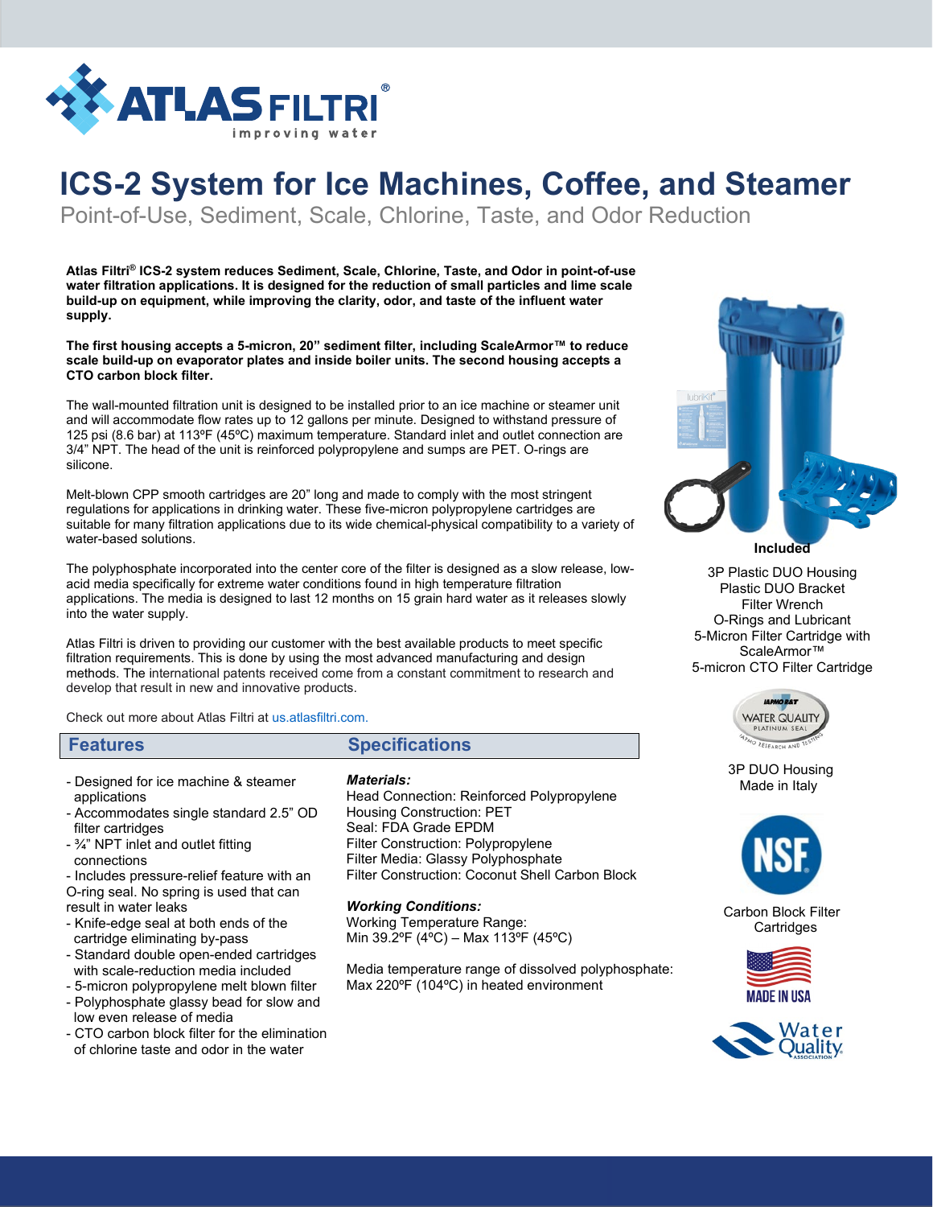# ICS-2 System for Ice Machines, Coffee, and Steamer

## Point-of-Use, Sediment, Scale, Chlorine, Taste, and Odor Reduction

**Atlas Filtri® ICS-2 system reduces Sediment, Scale, Chlorine, Taste, and Odor in point-of-use water filtration applications. It is designed for the reduction of small particles and lime scale build-up on equipment, while improving the clarity, odor, and taste of the influent water supply.**

**The first housing accepts a 5-micron, 20" sediment filter, including ScaleArmor™ to reduce scale build-up on evaporator plates and inside boiler units. The second housing accepts a CTO carbon block filter.**

The wall-mounted filtration unit is designed to be installed prior to an ice machine or steamer unit and will accommodate flow rates up to 12 gallons per minute. Designed to withstand pressure of 125 psi (8.6 bar) at 113ºF (45ºC) maximum temperature. Standard inlet and outlet connection are 3/4" NPT. The head of the unit is reinforced polypropylene and sumps are PET. O-rings are silicone.

Melt-blown CPP smooth cartridges are 20" long and made to comply with the most stringent regulations for applications in drinking water. These five-micron polypropylene cartridges are suitable for many filtration applications due to its wide chemical-physical compatibility to a variety of water-based solutions.

The polyphosphate incorporated into the center core of the filter is designed as a slow release, low-acid media specifically for extreme water conditions found in high temperature filtration applications. The media is designed to last 12 months on 15 grain hard water as it releases slowly into the water supply.

Atlas Filtri is driven to providing our customer with the best available products to meet specific filtration requirements. This is done by using the most advanced manufacturing and design methods. The international patents received come from a constant commitment to research and develop that result in new and innovative products.

Check out more about Atlas Filtri at us.atlasfiltri.com.

**Included**

3P Plastic DUO Housing
Plastic DUO Bracket
Filter Wrench
O-Rings and Lubricant
5-Micron Filter Cartridge with ScaleArmor™
5-micron CTO Filter Cartridge

3P DUO Housing Made in Italy

Carbon Block Filter Cartridges

MADE IN USA

## Features

- Designed for ice machine & steamer applications
- Accommodates single standard 2.5" OD filter cartridges
- ¾" NPT inlet and outlet fitting connections
- Includes pressure-relief feature with an O-ring seal. No spring is used that can result in water leaks
- Knife-edge seal at both ends of the cartridge eliminating by-pass
- Standard double open-ended cartridges with scale-reduction media included
- 5-micron polypropylene melt blown filter
- Polyphosphate glassy bead for slow and low even release of media
- CTO carbon block filter for the elimination of chlorine taste and odor in the water

## Specifications

***Materials:***

Head Connection: Reinforced Polypropylene
Housing Construction: PET
Seal: FDA Grade EPDM
Filter Construction: Polypropylene
Filter Media: Glassy Polyphosphate
Filter Construction: Coconut Shell Carbon Block

***Working Conditions:***

Working Temperature Range:
Min 39.2ºF (4ºC) – Max 113ºF (45ºC)

Media temperature range of dissolved polyphosphate:
Max 220ºF (104ºC) in heated environment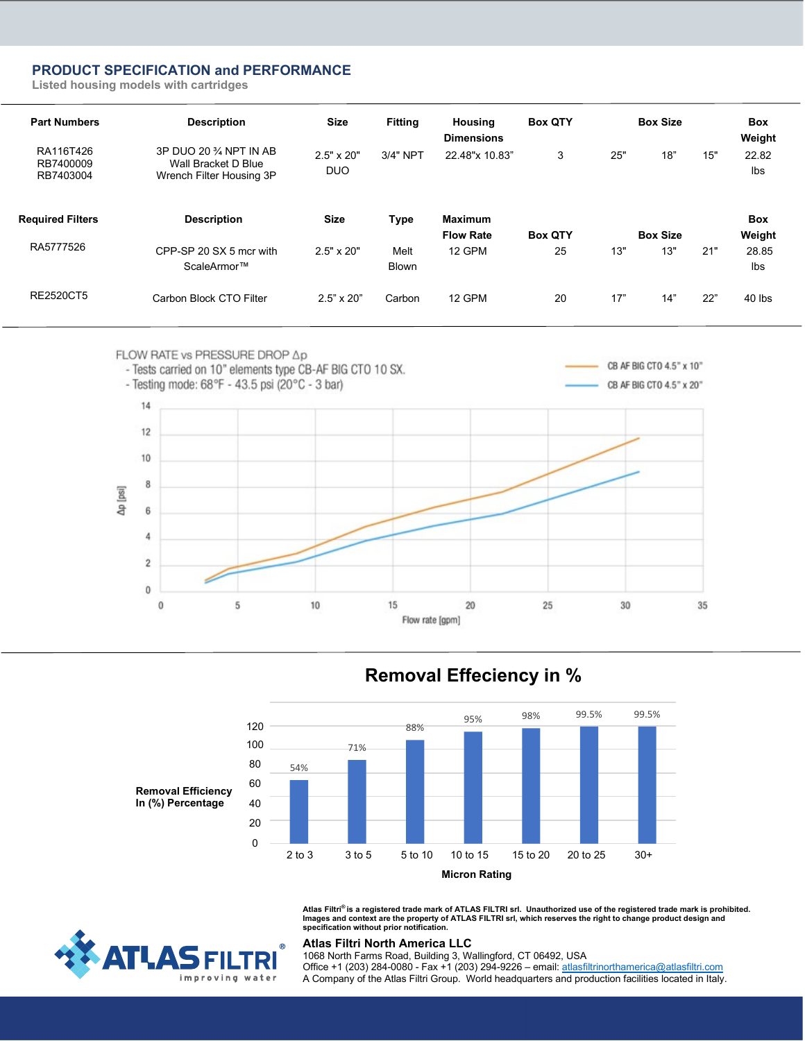## PRODUCT SPECIFICATION and PERFORMANCE

Listed housing models with cartridges

| Part Numbers | Description | Size | Fitting | Housing Dimensions | Box QTY | Box Size | | | Box Weight |
|---|---|---|---|---|---|---|---|---|---|
| RA116T426<br>RB7400009<br>RB7403004 | 3P DUO 20 ¾ NPT IN AB Wall Bracket D Blue Wrench Filter Housing 3P | 2.5" x 20" DUO | 3/4" NPT | 22.48"x 10.83" | 3 | 25" | 18" | 15" | 22.82 lbs |

| Required Filters | Description | Size | Type | Maximum Flow Rate | Box QTY | Box Size | | | Box Weight |
|---|---|---|---|---|---|---|---|---|---|
| RA5777526 | CPP-SP 20 SX 5 mcr with ScaleArmor™ | 2.5" x 20" | Melt Blown | 12 GPM | 25 | 13" | 13" | 21" | 28.85 lbs |
| RE2520CT5 | Carbon Block CTO Filter | 2.5" x 20" | Carbon | 12 GPM | 20 | 17" | 14" | 22" | 40 lbs |

FLOW RATE vs PRESSURE DROP Δp
- Tests carried on 10" elements type CB-AF BIG CTO 10 SX.
- Testing mode: 68°F - 43.5 psi (20°C - 3 bar)

CB AF BIG CTO 4.5" x 10"
CB AF BIG CTO 4.5" x 20"

Δp [psi]
0 2 4 6 8 10 12 14

Flow rate [gpm]
0 5 10 15 20 25 30 35

## Removal Effeciency in %

Removal Efficiency In (%) Percentage

0 20 40 60 80 100 120

54% 71% 88% 95% 98% 99.5% 99.5%

2 to 3 3 to 5 5 to 10 10 to 15 15 to 20 20 to 25 30+

Micron Rating

**Atlas Filtri® is a registered trade mark of ATLAS FILTRI srl. Unauthorized use of the registered trade mark is prohibited. Images and context are the property of ATLAS FILTRI srl, which reserves the right to change product design and specification without prior notification.**

ATLAS FILTRI
improving water

**Atlas Filtri North America LLC**
1068 North Farms Road, Building 3, Wallingford, CT 06492, USA
Office +1 (203) 284-0080 - Fax +1 (203) 294-9226 – email: atlasfiltrinorthamerica@atlasfiltri.com
A Company of the Atlas Filtri Group. World headquarters and production facilities located in Italy.